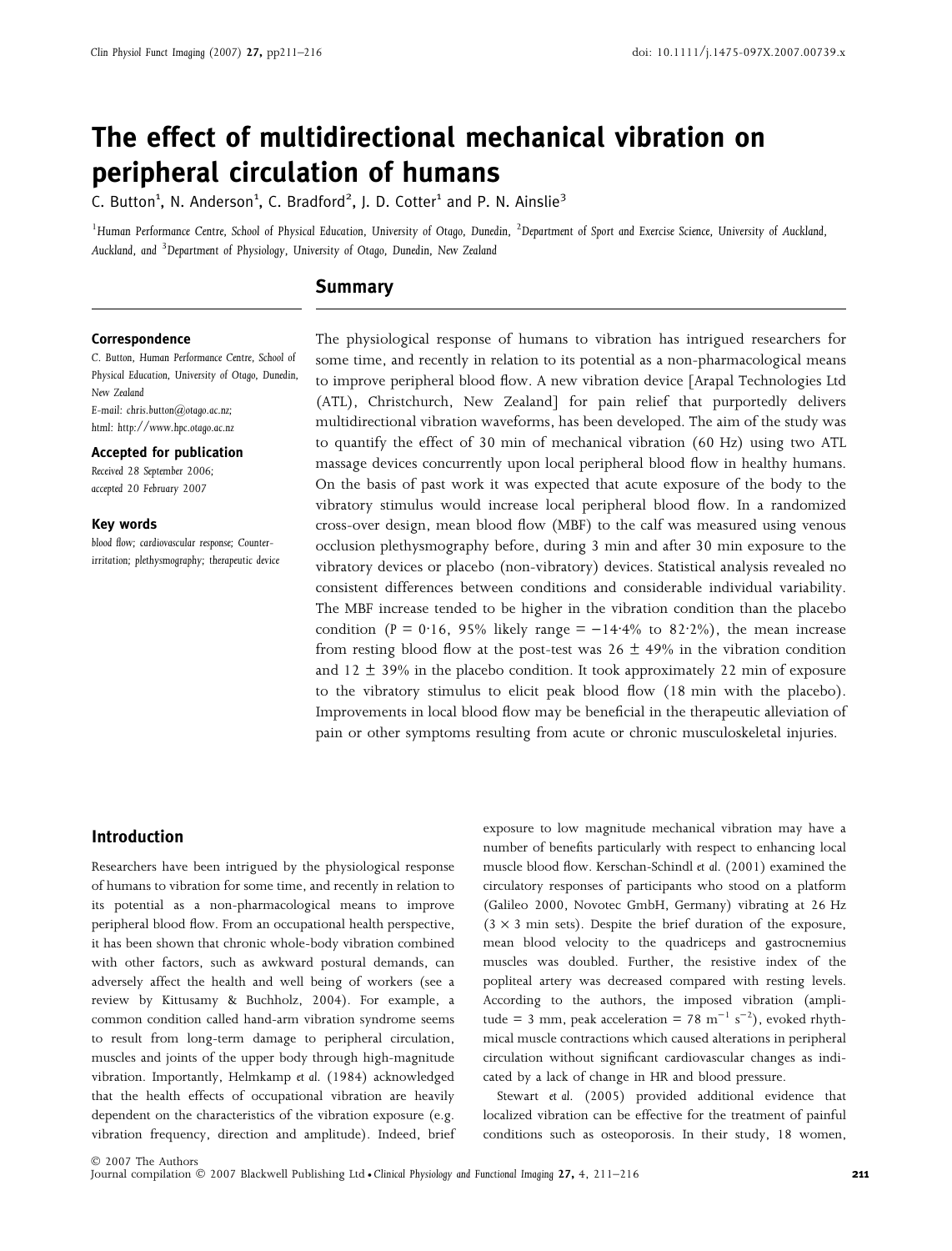# The effect of multidirectional mechanical vibration on peripheral circulation of humans

C. Button[1], N. Anderson[1], C. Bradford[2], J. D. Cotter[1] and P. N. Ainslie[3]

[1]Human Performance Centre, School of Physical Education, University of Otago, Dunedin, [2]Department of Sport and Exercise Science, University of Auckland, Auckland, and [3]Department of Physiology, University of Otago, Dunedin, New Zealand

## Summary

The physiological response of humans to vibration has intrigued researchers for some time, and recently in relation to its potential as a non-pharmacological means to improve peripheral blood flow. A new vibration device [Arapal Technologies Ltd (ATL), Christchurch, New Zealand] for pain relief that purportedly delivers multidirectional vibration waveforms, has been developed. The aim of the study was to quantify the effect of 30 min of mechanical vibration (60 Hz) using two ATL massage devices concurrently upon local peripheral blood flow in healthy humans. On the basis of past work it was expected that acute exposure of the body to the vibratory stimulus would increase local peripheral blood flow. In a randomized cross-over design, mean blood flow (MBF) to the calf was measured using venous occlusion plethysmography before, during 3 min and after 30 min exposure to the vibratory devices or placebo (non-vibratory) devices. Statistical analysis revealed no consistent differences between conditions and considerable individual variability. The MBF increase tended to be higher in the vibration condition than the placebo condition ($P = 0{\cdot}16$, 95% likely range = −14·4% to 82·2%), the mean increase from resting blood flow at the post-test was 26 ± 49% in the vibration condition and 12 ± 39% in the placebo condition. It took approximately 22 min of exposure to the vibratory stimulus to elicit peak blood flow (18 min with the placebo). Improvements in local blood flow may be beneficial in the therapeutic alleviation of pain or other symptoms resulting from acute or chronic musculoskeletal injuries.

**Correspondence**
C. Button, Human Performance Centre, School of Physical Education, University of Otago, Dunedin, New Zealand
E-mail: chris.button@otago.ac.nz;
html: http://www.hpc.otago.ac.nz

**Accepted for publication**
Received 28 September 2006;
accepted 20 February 2007

**Key words**
blood flow; cardiovascular response; Counter-irritation; plethysmography; therapeutic device

## Introduction

Researchers have been intrigued by the physiological response of humans to vibration for some time, and recently in relation to its potential as a non-pharmacological means to improve peripheral blood flow. From an occupational health perspective, it has been shown that chronic whole-body vibration combined with other factors, such as awkward postural demands, can adversely affect the health and well being of workers (see a review by Kittusamy & Buchholz, 2004). For example, a common condition called hand-arm vibration syndrome seems to result from long-term damage to peripheral circulation, muscles and joints of the upper body through high-magnitude vibration. Importantly, Helmkamp *et al.* (1984) acknowledged that the health effects of occupational vibration are heavily dependent on the characteristics of the vibration exposure (e.g. vibration frequency, direction and amplitude). Indeed, brief exposure to low magnitude mechanical vibration may have a number of benefits particularly with respect to enhancing local muscle blood flow. Kerschan-Schindl *et al.* (2001) examined the circulatory responses of participants who stood on a platform (Galileo 2000, Novotec GmbH, Germany) vibrating at 26 Hz (3 × 3 min sets). Despite the brief duration of the exposure, mean blood velocity to the quadriceps and gastrocnemius muscles was doubled. Further, the resistive index of the popliteal artery was decreased compared with resting levels. According to the authors, the imposed vibration (amplitude = 3 mm, peak acceleration = 78 $m^{-1}$ $s^{-2}$), evoked rhythmical muscle contractions which caused alterations in peripheral circulation without significant cardiovascular changes as indicated by a lack of change in HR and blood pressure.

Stewart *et al.* (2005) provided additional evidence that localized vibration can be effective for the treatment of painful conditions such as osteoporosis. In their study, 18 women,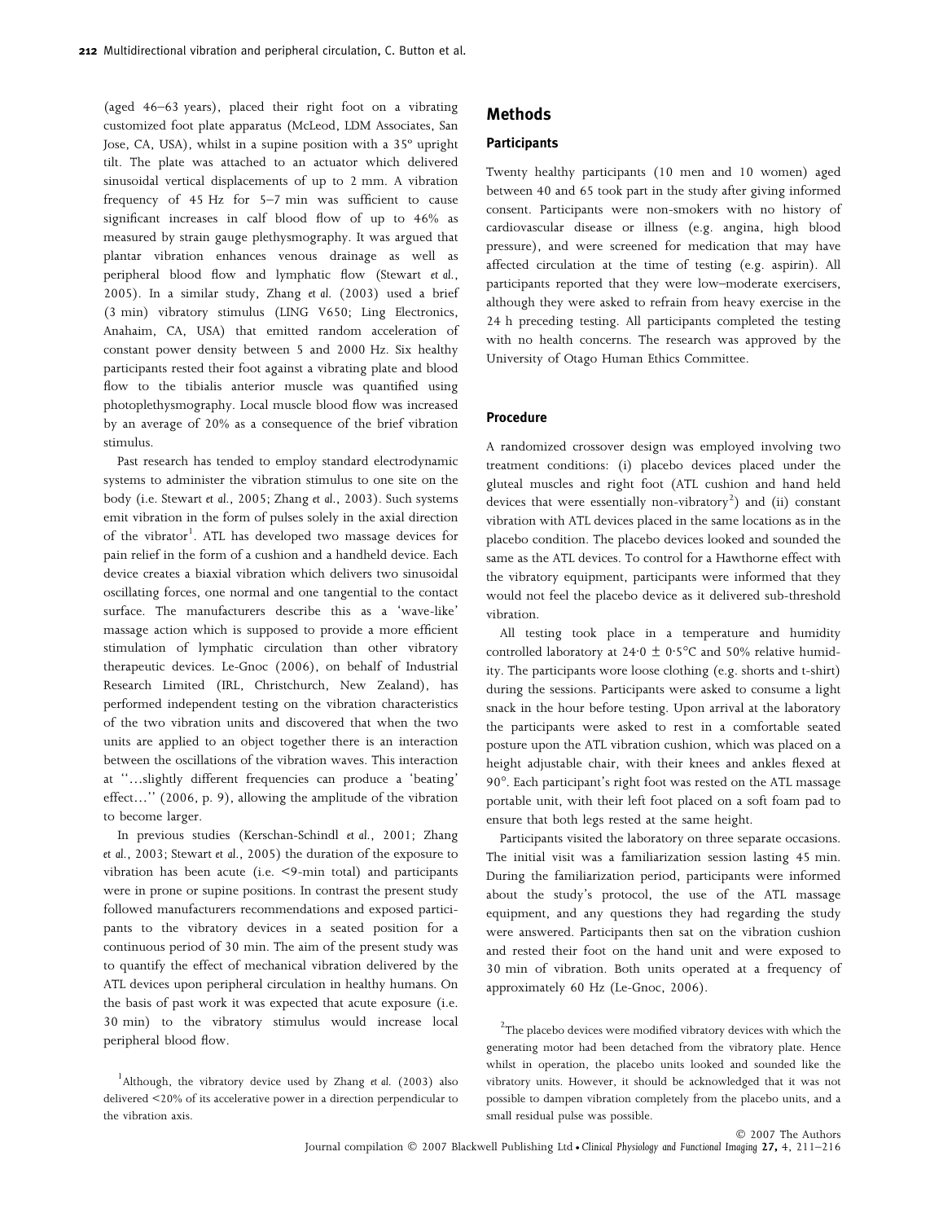(aged 46–63 years), placed their right foot on a vibrating customized foot plate apparatus (McLeod, LDM Associates, San Jose, CA, USA), whilst in a supine position with a 35° upright tilt. The plate was attached to an actuator which delivered sinusoidal vertical displacements of up to 2 mm. A vibration frequency of 45 Hz for 5–7 min was sufficient to cause significant increases in calf blood flow of up to 46% as measured by strain gauge plethysmography. It was argued that plantar vibration enhances venous drainage as well as peripheral blood flow and lymphatic flow (Stewart *et al.*, 2005). In a similar study, Zhang *et al.* (2003) used a brief (3 min) vibratory stimulus (LING V650; Ling Electronics, Anahaim, CA, USA) that emitted random acceleration of constant power density between 5 and 2000 Hz. Six healthy participants rested their foot against a vibrating plate and blood flow to the tibialis anterior muscle was quantified using photoplethysmography. Local muscle blood flow was increased by an average of 20% as a consequence of the brief vibration stimulus.

Past research has tended to employ standard electrodynamic systems to administer the vibration stimulus to one site on the body (i.e. Stewart *et al.*, 2005; Zhang *et al.*, 2003). Such systems emit vibration in the form of pulses solely in the axial direction of the vibrator[1]. ATL has developed two massage devices for pain relief in the form of a cushion and a handheld device. Each device creates a biaxial vibration which delivers two sinusoidal oscillating forces, one normal and one tangential to the contact surface. The manufacturers describe this as a 'wave-like' massage action which is supposed to provide a more efficient stimulation of lymphatic circulation than other vibratory therapeutic devices. Le-Gnoc (2006), on behalf of Industrial Research Limited (IRL, Christchurch, New Zealand), has performed independent testing on the vibration characteristics of the two vibration units and discovered that when the two units are applied to an object together there is an interaction between the oscillations of the vibration waves. This interaction at ''…slightly different frequencies can produce a 'beating' effect…'' (2006, p. 9), allowing the amplitude of the vibration to become larger.

In previous studies (Kerschan-Schindl *et al.*, 2001; Zhang *et al.*, 2003; Stewart *et al.*, 2005) the duration of the exposure to vibration has been acute (i.e. <9-min total) and participants were in prone or supine positions. In contrast the present study followed manufacturers recommendations and exposed participants to the vibratory devices in a seated position for a continuous period of 30 min. The aim of the present study was to quantify the effect of mechanical vibration delivered by the ATL devices upon peripheral circulation in healthy humans. On the basis of past work it was expected that acute exposure (i.e. 30 min) to the vibratory stimulus would increase local peripheral blood flow.

[1]Although, the vibratory device used by Zhang *et al.* (2003) also delivered <20% of its accelerative power in a direction perpendicular to the vibration axis.

## Methods

### Participants

Twenty healthy participants (10 men and 10 women) aged between 40 and 65 took part in the study after giving informed consent. Participants were non-smokers with no history of cardiovascular disease or illness (e.g. angina, high blood pressure), and were screened for medication that may have affected circulation at the time of testing (e.g. aspirin). All participants reported that they were low–moderate exercisers, although they were asked to refrain from heavy exercise in the 24 h preceding testing. All participants completed the testing with no health concerns. The research was approved by the University of Otago Human Ethics Committee.

### Procedure

A randomized crossover design was employed involving two treatment conditions: (i) placebo devices placed under the gluteal muscles and right foot (ATL cushion and hand held devices that were essentially non-vibratory[2]) and (ii) constant vibration with ATL devices placed in the same locations as in the placebo condition. The placebo devices looked and sounded the same as the ATL devices. To control for a Hawthorne effect with the vibratory equipment, participants were informed that they would not feel the placebo device as it delivered sub-threshold vibration.

All testing took place in a temperature and humidity controlled laboratory at 24·0 ± 0·5°C and 50% relative humidity. The participants wore loose clothing (e.g. shorts and t-shirt) during the sessions. Participants were asked to consume a light snack in the hour before testing. Upon arrival at the laboratory the participants were asked to rest in a comfortable seated posture upon the ATL vibration cushion, which was placed on a height adjustable chair, with their knees and ankles flexed at 90°. Each participant's right foot was rested on the ATL massage portable unit, with their left foot placed on a soft foam pad to ensure that both legs rested at the same height.

Participants visited the laboratory on three separate occasions. The initial visit was a familiarization session lasting 45 min. During the familiarization period, participants were informed about the study's protocol, the use of the ATL massage equipment, and any questions they had regarding the study were answered. Participants then sat on the vibration cushion and rested their foot on the hand unit and were exposed to 30 min of vibration. Both units operated at a frequency of approximately 60 Hz (Le-Gnoc, 2006).

[2]The placebo devices were modified vibratory devices with which the generating motor had been detached from the vibratory plate. Hence whilst in operation, the placebo units looked and sounded like the vibratory units. However, it should be acknowledged that it was not possible to dampen vibration completely from the placebo units, and a small residual pulse was possible.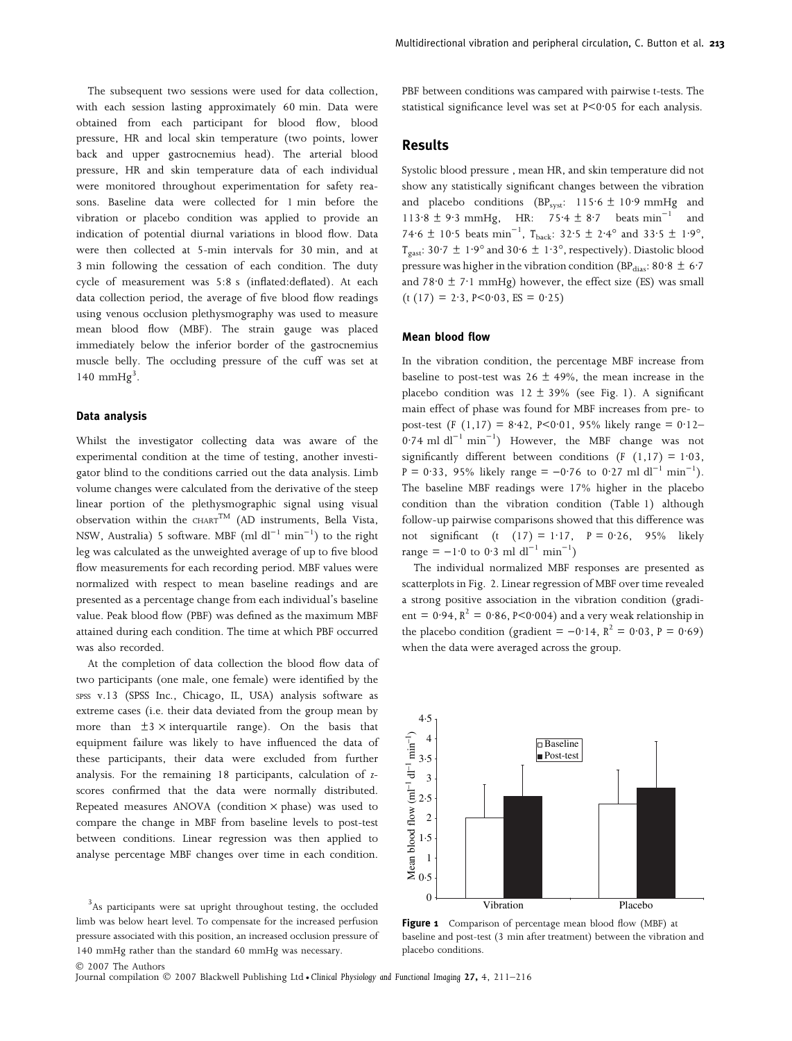The subsequent two sessions were used for data collection, with each session lasting approximately 60 min. Data were obtained from each participant for blood flow, blood pressure, HR and local skin temperature (two points, lower back and upper gastrocnemius head). The arterial blood pressure, HR and skin temperature data of each individual were monitored throughout experimentation for safety reasons. Baseline data were collected for 1 min before the vibration or placebo condition was applied to provide an indication of potential diurnal variations in blood flow. Data were then collected at 5-min intervals for 30 min, and at 3 min following the cessation of each condition. The duty cycle of measurement was 5:8 s (inflated:deflated). At each data collection period, the average of five blood flow readings using venous occlusion plethysmography was used to measure mean blood flow (MBF). The strain gauge was placed immediately below the inferior border of the gastrocnemius muscle belly. The occluding pressure of the cuff was set at 140 mmHg[3].

### Data analysis

Whilst the investigator collecting data was aware of the experimental condition at the time of testing, another investigator blind to the conditions carried out the data analysis. Limb volume changes were calculated from the derivative of the steep linear portion of the plethysmographic signal using visual observation within the CHART™ (AD instruments, Bella Vista, NSW, Australia) 5 software. MBF (ml $dl^{-1}$ $min^{-1}$) to the right leg was calculated as the unweighted average of up to five blood flow measurements for each recording period. MBF values were normalized with respect to mean baseline readings and are presented as a percentage change from each individual's baseline value. Peak blood flow (PBF) was defined as the maximum MBF attained during each condition. The time at which PBF occurred was also recorded.

At the completion of data collection the blood flow data of two participants (one male, one female) were identified by the SPSS v.13 (SPSS Inc., Chicago, IL, USA) analysis software as extreme cases (i.e. their data deviated from the group mean by more than $\pm 3 \times$ interquartile range). On the basis that equipment failure was likely to have influenced the data of these participants, their data were excluded from further analysis. For the remaining 18 participants, calculation of *z*-scores confirmed that the data were normally distributed. Repeated measures ANOVA (condition × phase) was used to compare the change in MBF from baseline levels to post-test between conditions. Linear regression was then applied to analyse percentage MBF changes over time in each condition. PBF between conditions was campared with pairwise *t*-tests. The statistical significance level was set at $P<0{\cdot}05$ for each analysis.

[3]As participants were sat upright throughout testing, the occluded limb was below heart level. To compensate for the increased perfusion pressure associated with this position, an increased occlusion pressure of 140 mmHg rather than the standard 60 mmHg was necessary.

## Results

Systolic blood pressure , mean HR, and skin temperature did not show any statistically significant changes between the vibration and placebo conditions ($BP_{syst}$: 115·6 ± 10·9 mmHg and 113·8 ± 9·3 mmHg, HR: 75·4 ± 8·7 beats $min^{-1}$ and 74·6 ± 10·5 beats $min^{-1}$, $T_{back}$: 32·5 ± 2·4° and 33·5 ± 1·9°, $T_{gast}$: 30·7 ± 1·9° and 30·6 ± 1·3°, respectively). Diastolic blood pressure was higher in the vibration condition ($BP_{dias}$: 80·8 ± 6·7 and 78·0 ± 7·1 mmHg) however, the effect size (ES) was small ($t$ (17) = 2·3, $P<0{\cdot}03$, ES = 0·25)

### Mean blood flow

In the vibration condition, the percentage MBF increase from baseline to post-test was 26 ± 49%, the mean increase in the placebo condition was 12 ± 39% (see Fig. 1). A significant main effect of phase was found for MBF increases from pre- to post-test ($F$ (1,17) = 8·42, $P<0{\cdot}01$, 95% likely range = 0·12–0·74 ml $dl^{-1}$ $min^{-1}$) However, the MBF change was not significantly different between conditions ($F$ (1,17) = 1·03, $P$ = 0·33, 95% likely range = −0·76 to 0·27 ml $dl^{-1}$ $min^{-1}$). The baseline MBF readings were 17% higher in the placebo condition than the vibration condition (Table 1) although follow-up pairwise comparisons showed that this difference was not significant ($t$ (17) = 1·17, $P$ = 0·26, 95% likely range = −1·0 to 0·3 ml $dl^{-1}$ $min^{-1}$)

The individual normalized MBF responses are presented as scatterplots in Fig. 2. Linear regression of MBF over time revealed a strong positive association in the vibration condition (gradient = 0·94, $R^2$ = 0·86, $P<0{\cdot}004$) and a very weak relationship in the placebo condition (gradient = −0·14, $R^2$ = 0·03, $P$ = 0·69) when the data were averaged across the group.

**Figure 1** Comparison of percentage mean blood flow (MBF) at baseline and post-test (3 min after treatment) between the vibration and placebo conditions.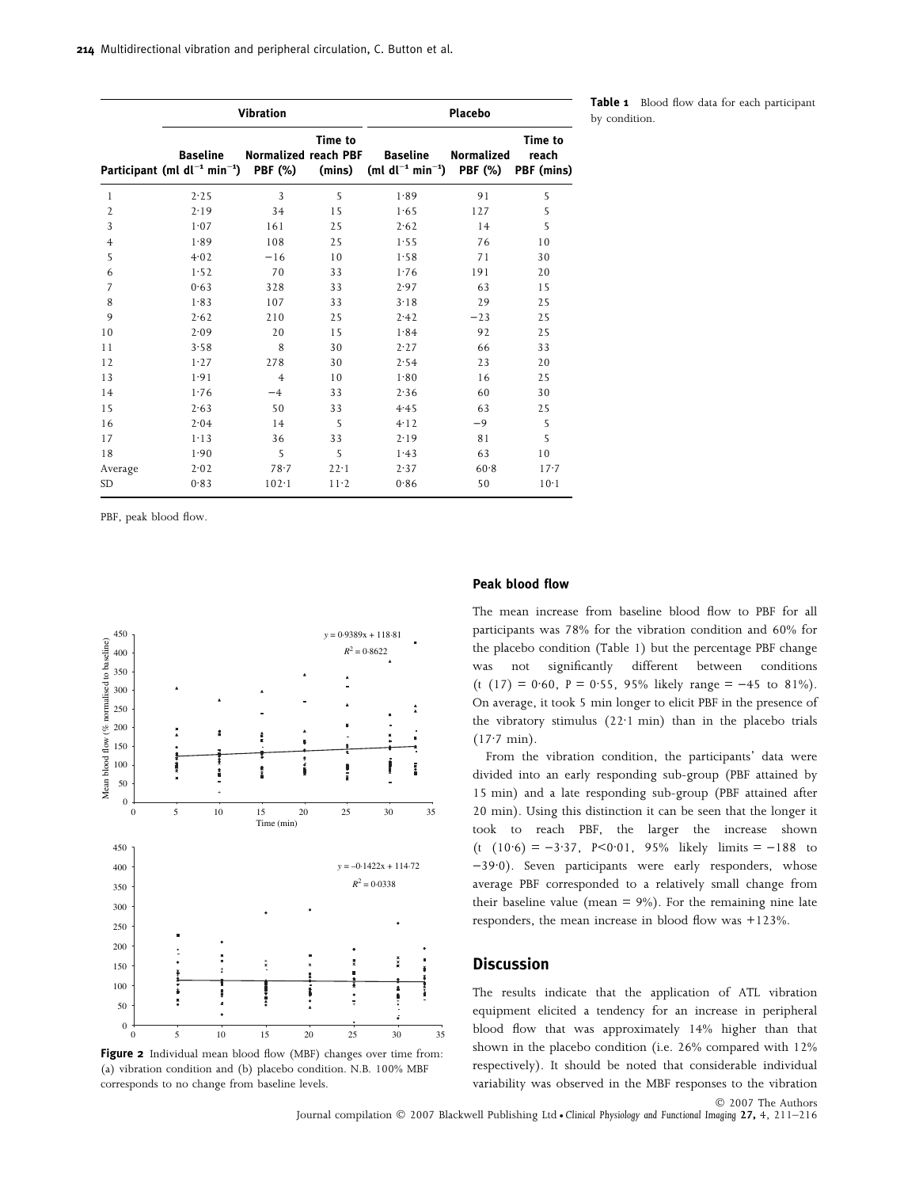**Table 1** Blood flow data for each participant by condition.

| | Vibration | | | Placebo | | |
|---|---|---|---|---|---|---|
| Participant | Baseline (ml dl$^{-1}$ min$^{-1}$) | Normalized PBF (%) | Time to reach PBF (mins) | Baseline (ml dl$^{-1}$ min$^{-1}$) | Normalized PBF (%) | Time to reach PBF (mins) |
| 1 | 2·25 | 3 | 5 | 1·89 | 91 | 5 |
| 2 | 2·19 | 34 | 15 | 1·65 | 127 | 5 |
| 3 | 1·07 | 161 | 25 | 2·62 | 14 | 5 |
| 4 | 1·89 | 108 | 25 | 1·55 | 76 | 10 |
| 5 | 4·02 | −16 | 10 | 1·58 | 71 | 30 |
| 6 | 1·52 | 70 | 33 | 1·76 | 191 | 20 |
| 7 | 0·63 | 328 | 33 | 2·97 | 63 | 15 |
| 8 | 1·83 | 107 | 33 | 3·18 | 29 | 25 |
| 9 | 2·62 | 210 | 25 | 2·42 | −23 | 25 |
| 10 | 2·09 | 20 | 15 | 1·84 | 92 | 25 |
| 11 | 3·58 | 8 | 30 | 2·27 | 66 | 33 |
| 12 | 1·27 | 278 | 30 | 2·54 | 23 | 20 |
| 13 | 1·91 | 4 | 10 | 1·80 | 16 | 25 |
| 14 | 1·76 | −4 | 33 | 2·36 | 60 | 30 |
| 15 | 2·63 | 50 | 33 | 4·45 | 63 | 25 |
| 16 | 2·04 | 14 | 5 | 4·12 | −9 | 5 |
| 17 | 1·13 | 36 | 33 | 2·19 | 81 | 5 |
| 18 | 1·90 | 5 | 5 | 1·43 | 63 | 10 |
| Average | 2·02 | 78·7 | 22·1 | 2·37 | 60·8 | 17·7 |
| SD | 0·83 | 102·1 | 11·2 | 0·86 | 50 | 10·1 |

PBF, peak blood flow.

**Figure 2** Individual mean blood flow (MBF) changes over time from: (a) vibration condition and (b) placebo condition. N.B. 100% MBF corresponds to no change from baseline levels.

### Peak blood flow

The mean increase from baseline blood flow to PBF for all participants was 78% for the vibration condition and 60% for the placebo condition (Table 1) but the percentage PBF change was not significantly different between conditions ($t\ (17) = 0·60$, $P = 0·55$, 95% likely range = −45 to 81%). On average, it took 5 min longer to elicit PBF in the presence of the vibratory stimulus (22·1 min) than in the placebo trials (17·7 min).

From the vibration condition, the participants' data were divided into an early responding sub-group (PBF attained by 15 min) and a late responding sub-group (PBF attained after 20 min). Using this distinction it can be seen that the longer it took to reach PBF, the larger the increase shown ($t\ (10·6) = -3·37$, $P<0·01$, 95% likely limits = −188 to −39·0). Seven participants were early responders, whose average PBF corresponded to a relatively small change from their baseline value (mean = 9%). For the remaining nine late responders, the mean increase in blood flow was +123%.

## Discussion

The results indicate that the application of ATL vibration equipment elicited a tendency for an increase in peripheral blood flow that was approximately 14% higher than that shown in the placebo condition (i.e. 26% compared with 12% respectively). It should be noted that considerable individual variability was observed in the MBF responses to the vibration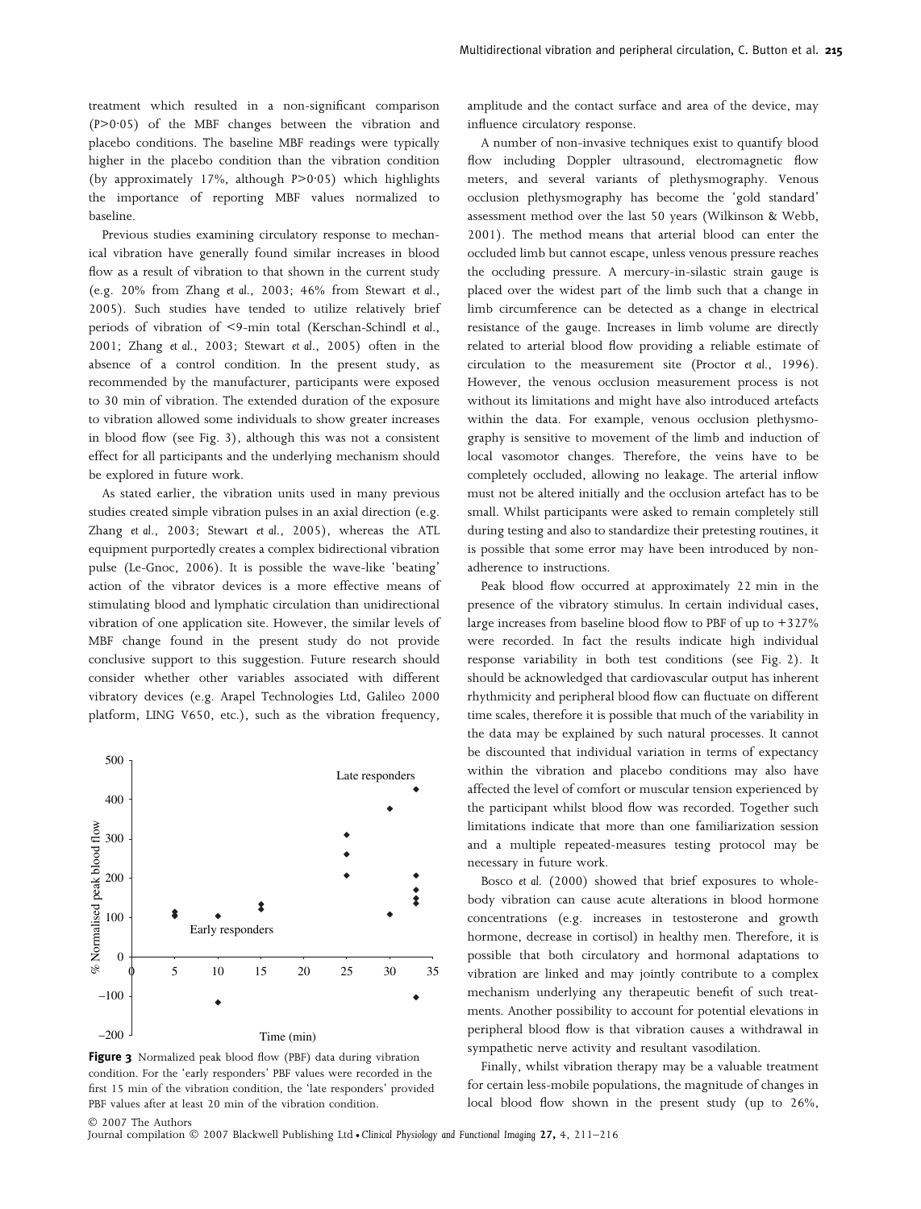treatment which resulted in a non-significant comparison ($P>0·05$) of the MBF changes between the vibration and placebo conditions. The baseline MBF readings were typically higher in the placebo condition than the vibration condition (by approximately 17%, although $P>0·05$) which highlights the importance of reporting MBF values normalized to baseline.

Previous studies examining circulatory response to mechanical vibration have generally found similar increases in blood flow as a result of vibration to that shown in the current study (e.g. 20% from Zhang *et al.*, 2003; 46% from Stewart *et al.*, 2005). Such studies have tended to utilize relatively brief periods of vibration of <9-min total (Kerschan-Schindl *et al.*, 2001; Zhang *et al.*, 2003; Stewart *et al.*, 2005) often in the absence of a control condition. In the present study, as recommended by the manufacturer, participants were exposed to 30 min of vibration. The extended duration of the exposure to vibration allowed some individuals to show greater increases in blood flow (see Fig. 3), although this was not a consistent effect for all participants and the underlying mechanism should be explored in future work.

As stated earlier, the vibration units used in many previous studies created simple vibration pulses in an axial direction (e.g. Zhang *et al.*, 2003; Stewart *et al.*, 2005), whereas the ATL equipment purportedly creates a complex bidirectional vibration pulse (Le-Gnoc, 2006). It is possible the wave-like 'beating' action of the vibrator devices is a more effective means of stimulating blood and lymphatic circulation than unidirectional vibration of one application site. However, the similar levels of MBF change found in the present study do not provide conclusive support to this suggestion. Future research should consider whether other variables associated with different vibratory devices (e.g. Arapel Technologies Ltd, Galileo 2000 platform, LING V650, etc.), such as the vibration frequency, amplitude and the contact surface and area of the device, may influence circulatory response.

A number of non-invasive techniques exist to quantify blood flow including Doppler ultrasound, electromagnetic flow meters, and several variants of plethysmography. Venous occlusion plethysmography has become the 'gold standard' assessment method over the last 50 years (Wilkinson & Webb, 2001). The method means that arterial blood can enter the occluded limb but cannot escape, unless venous pressure reaches the occluding pressure. A mercury-in-silastic strain gauge is placed over the widest part of the limb such that a change in limb circumference can be detected as a change in electrical resistance of the gauge. Increases in limb volume are directly related to arterial blood flow providing a reliable estimate of circulation to the measurement site (Proctor *et al.*, 1996). However, the venous occlusion measurement process is not without its limitations and might have also introduced artefacts within the data. For example, venous occlusion plethysmography is sensitive to movement of the limb and induction of local vasomotor changes. Therefore, the veins have to be completely occluded, allowing no leakage. The arterial inflow must not be altered initially and the occlusion artefact has to be small. Whilst participants were asked to remain completely still during testing and also to standardize their pretesting routines, it is possible that some error may have been introduced by non-adherence to instructions.

Peak blood flow occurred at approximately 22 min in the presence of the vibratory stimulus. In certain individual cases, large increases from baseline blood flow to PBF of up to +327% were recorded. In fact the results indicate high individual response variability in both test conditions (see Fig. 2). It should be acknowledged that cardiovascular output has inherent rhythmicity and peripheral blood flow can fluctuate on different time scales, therefore it is possible that much of the variability in the data may be explained by such natural processes. It cannot be discounted that individual variation in terms of expectancy within the vibration and placebo conditions may also have affected the level of comfort or muscular tension experienced by the participant whilst blood flow was recorded. Together such limitations indicate that more than one familiarization session and a multiple repeated-measures testing protocol may be necessary in future work.

Bosco *et al.* (2000) showed that brief exposures to whole-body vibration can cause acute alterations in blood hormone concentrations (e.g. increases in testosterone and growth hormone, decrease in cortisol) in healthy men. Therefore, it is possible that both circulatory and hormonal adaptations to vibration are linked and may jointly contribute to a complex mechanism underlying any therapeutic benefit of such treatments. Another possibility to account for potential elevations in peripheral blood flow is that vibration causes a withdrawal in sympathetic nerve activity and resultant vasodilation.

Finally, whilst vibration therapy may be a valuable treatment for certain less-mobile populations, the magnitude of changes in local blood flow shown in the present study (up to 26%,

**Figure 3** Normalized peak blood flow (PBF) data during vibration condition. For the 'early responders' PBF values were recorded in the first 15 min of the vibration condition, the 'late responders' provided PBF values after at least 20 min of the vibration condition.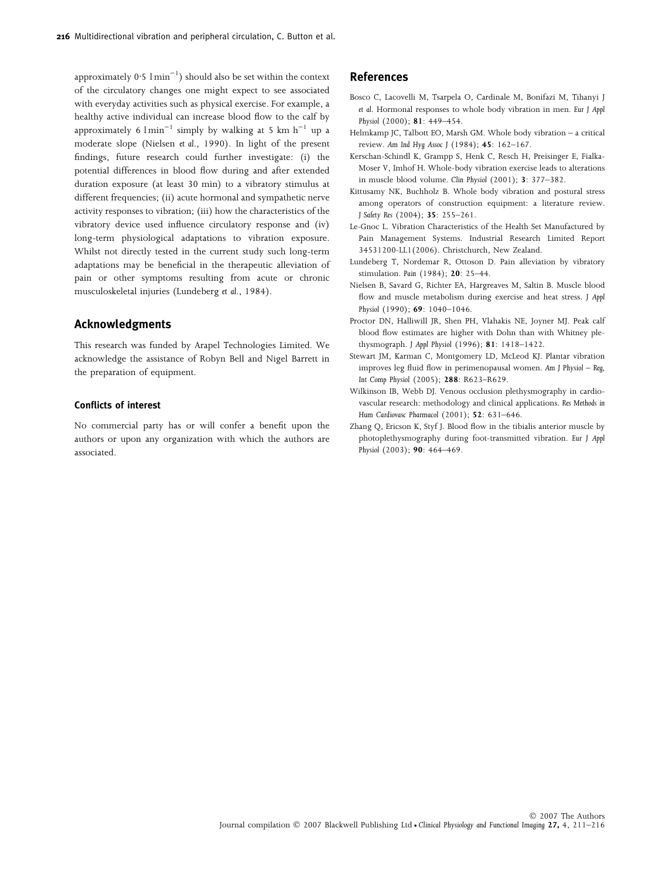approximately 0·5 l $min^{-1}$) should also be set within the context of the circulatory changes one might expect to see associated with everyday activities such as physical exercise. For example, a healthy active individual can increase blood flow to the calf by approximately 6 l $min^{-1}$ simply by walking at 5 km $h^{-1}$ up a moderate slope (Nielsen *et al.*, 1990). In light of the present findings, future research could further investigate: (i) the potential differences in blood flow during and after extended duration exposure (at least 30 min) to a vibratory stimulus at different frequencies; (ii) acute hormonal and sympathetic nerve activity responses to vibration; (iii) how the characteristics of the vibratory device used influence circulatory response and (iv) long-term physiological adaptations to vibration exposure. Whilst not directly tested in the current study such long-term adaptations may be beneficial in the therapeutic alleviation of pain or other symptoms resulting from acute or chronic musculoskeletal injuries (Lundeberg *et al.*, 1984).

## Acknowledgments

This research was funded by Arapel Technologies Limited. We acknowledge the assistance of Robyn Bell and Nigel Barrett in the preparation of equipment.

### Conflicts of interest

No commercial party has or will confer a benefit upon the authors or upon any organization with which the authors are associated.

## References

Bosco C, Lacovelli M, Tsarpela O, Cardinale M, Bonifazi M, Tihanyi J *et al.* Hormonal responses to whole body vibration in men. *Eur J Appl Physiol* (2000); **81**: 449–454.

Helmkamp JC, Talbott EO, Marsh GM. Whole body vibration – a critical review. *Am Ind Hyg Assoc J* (1984); **45**: 162–167.

Kerschan-Schindl K, Grampp S, Henk C, Resch H, Preisinger E, Fialka-Moser V, Imhof H. Whole-body vibration exercise leads to alterations in muscle blood volume. *Clin Physiol* (2001); **3**: 377–382.

Kittusamy NK, Buchholz B. Whole body vibration and postural stress among operators of construction equipment: a literature review. *J Safety Res* (2004); **35**: 255–261.

Le-Gnoc L. Vibration Characteristics of the Health Set Manufactured by Pain Management Systems. Industrial Research Limited Report 34531200-LL1(2006). Christchurch, New Zealand.

Lundeberg T, Nordemar R, Ottoson D. Pain alleviation by vibratory stimulation. *Pain* (1984); **20**: 25–44.

Nielsen B, Savard G, Richter EA, Hargreaves M, Saltin B. Muscle blood flow and muscle metabolism during exercise and heat stress. *J Appl Physiol* (1990); **69**: 1040–1046.

Proctor DN, Halliwill JR, Shen PH, Vlahakis NE, Joyner MJ. Peak calf blood flow estimates are higher with Dohn than with Whitney plethysmograph. *J Appl Physiol* (1996); **81**: 1418–1422.

Stewart JM, Karman C, Montgomery LD, McLeod KJ. Plantar vibration improves leg fluid flow in perimenopausal women. *Am J Physiol – Reg, Int Comp Physiol* (2005); **288**: R623–R629.

Wilkinson IB, Webb DJ. Venous occlusion plethysmography in cardiovascular research: methodology and clinical applications. *Res Methods in Hum Cardiovasc Pharmacol* (2001); **52**: 631–646.

Zhang Q, Ericson K, Styf J. Blood flow in the tibialis anterior muscle by photoplethysmography during foot-transmitted vibration. *Eur J Appl Physiol* (2003); **90**: 464–469.